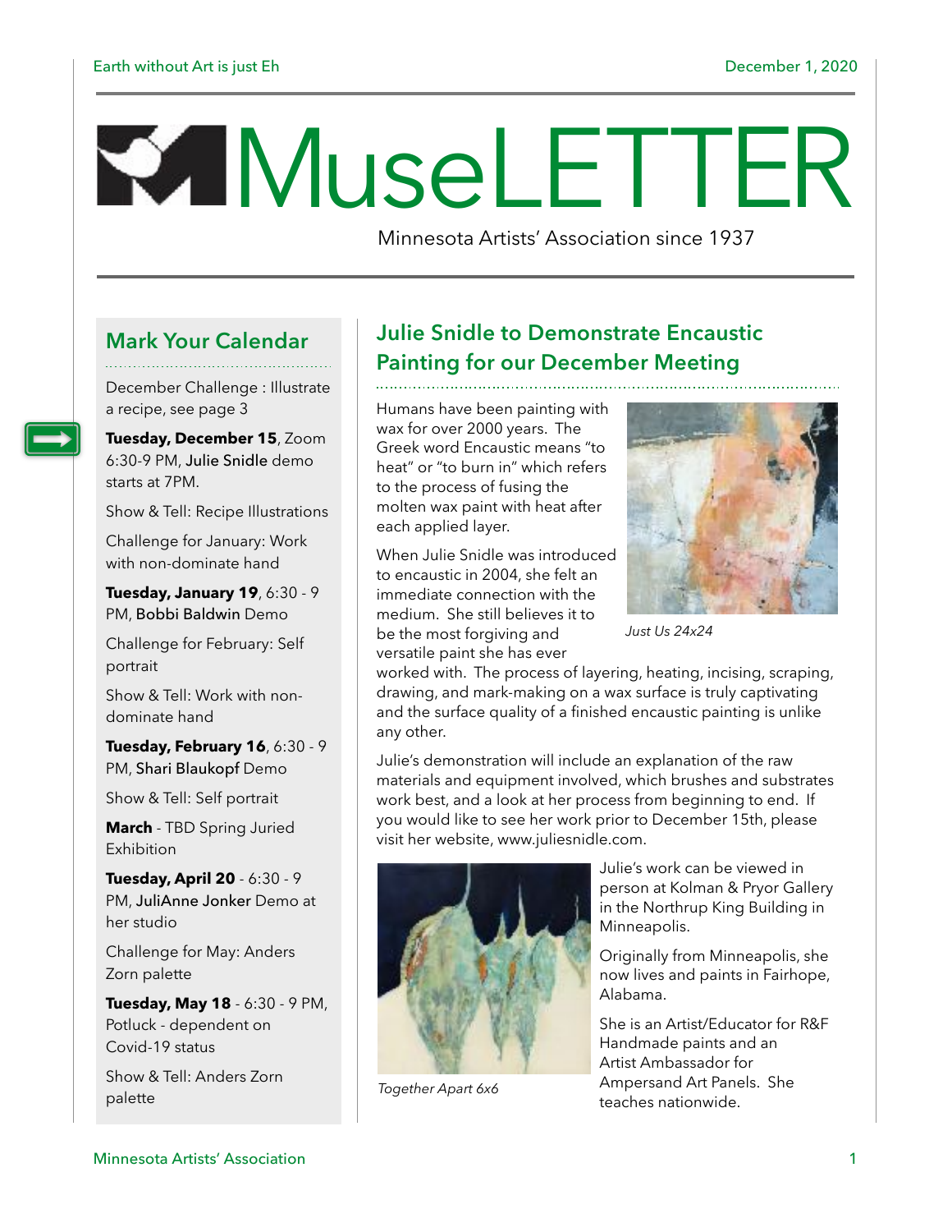# MuseLETTER

Minnesota Artists' Association since 1937

## Mark Your Calendar

December Challenge : Illustrate a recipe, see page 3

**Tuesday, December 15**, Zoom 6:30-9 PM, Julie Snidle demo starts at 7PM.

Show & Tell: Recipe Illustrations

Challenge for January: Work with non-dominate hand

**Tuesday, January 19**, 6:30 - 9 PM, Bobbi Baldwin Demo

Challenge for February: Self portrait

Show & Tell: Work with non-dominate hand

**Tuesday, February 16**, 6:30 - 9 PM, Shari Blaukopf Demo

Show & Tell: Self portrait

**March** - TBD Spring Juried Exhibition

**Tuesday, April 20** - 6:30 - 9 PM, JuliAnne Jonker Demo at her studio

Challenge for May: Anders Zorn palette

**Tuesday, May 18** - 6:30 - 9 PM, Potluck - dependent on Covid-19 status

Show & Tell: Anders Zorn palette

## Julie Snidle to Demonstrate Encaustic Painting for our December Meeting

Humans have been painting with wax for over 2000 years. The Greek word Encaustic means "to heat" or "to burn in" which refers to the process of fusing the molten wax paint with heat after each applied layer.

When Julie Snidle was introduced to encaustic in 2004, she felt an immediate connection with the medium. She still believes it to be the most forgiving and versatile paint she has ever worked with. The process of layering, heating, incising, scraping, drawing, and mark-making on a wax surface is truly captivating and the surface quality of a finished encaustic painting is unlike any other.

*Just Us 24x24*

Julie's demonstration will include an explanation of the raw materials and equipment involved, which brushes and substrates work best, and a look at her process from beginning to end. If you would like to see her work prior to December 15th, please visit her website, www.juliesnidle.com.

*Together Apart 6x6*

Julie's work can be viewed in person at Kolman & Pryor Gallery in the Northrup King Building in Minneapolis.

Originally from Minneapolis, she now lives and paints in Fairhope, Alabama.

She is an Artist/Educator for R&F Handmade paints and an Artist Ambassador for Ampersand Art Panels. She teaches nationwide.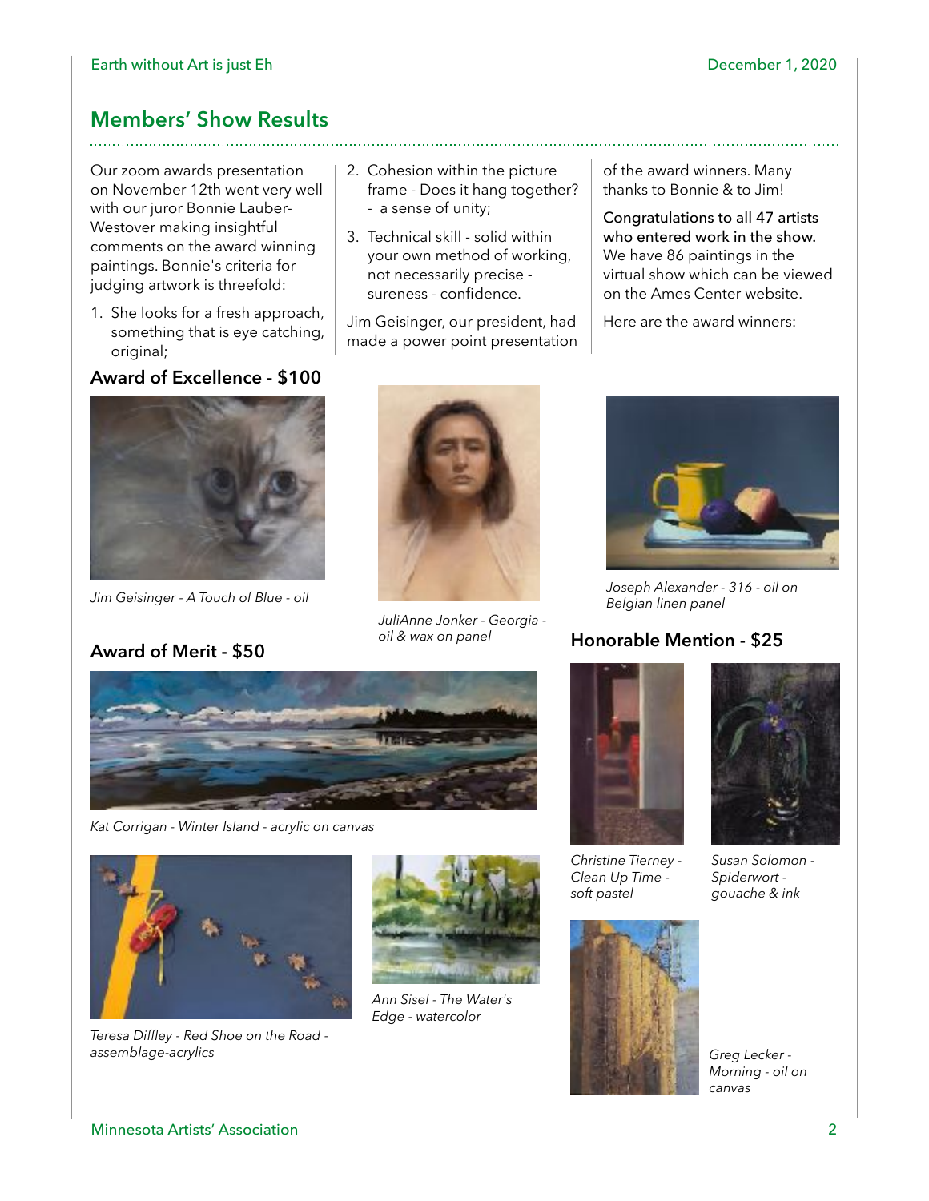## Members' Show Results

Our zoom awards presentation on November 12th went very well with our juror Bonnie Lauber-Westover making insightful comments on the award winning paintings. Bonnie's criteria for judging artwork is threefold:

1. She looks for a fresh approach, something that is eye catching, original;
2. Cohesion within the picture frame - Does it hang together? - a sense of unity;
3. Technical skill - solid within your own method of working, not necessarily precise - sureness - confidence.

Jim Geisinger, our president, had made a power point presentation of the award winners. Many thanks to Bonnie & to Jim!

Congratulations to all 47 artists who entered work in the show. We have 86 paintings in the virtual show which can be viewed on the Ames Center website.

Here are the award winners:

### Award of Excellence - $100

*Jim Geisinger - A Touch of Blue - oil*

*JuliAnne Jonker - Georgia - oil & wax on panel*

*Joseph Alexander - 316 - oil on Belgian linen panel*

### Award of Merit - $50

*Kat Corrigan - Winter Island - acrylic on canvas*

*Teresa Diffley - Red Shoe on the Road - assemblage-acrylics*

*Ann Sisel - The Water's Edge - watercolor*

### Honorable Mention - $25

*Christine Tierney - Clean Up Time - soft pastel*

*Susan Solomon - Spiderwort - gouache & ink*

*Greg Lecker - Morning - oil on canvas*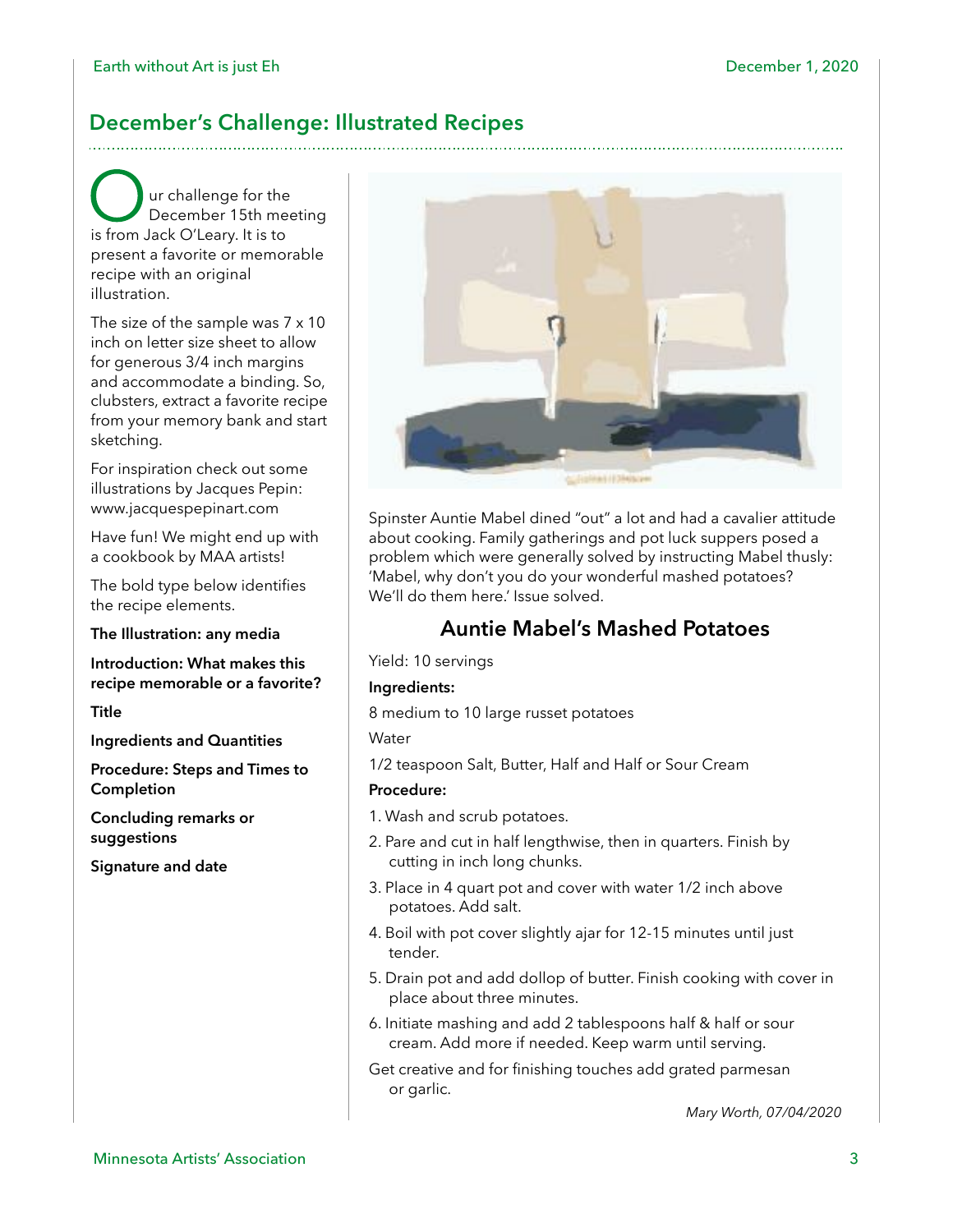## December's Challenge: Illustrated Recipes

Our challenge for the December 15th meeting is from Jack O'Leary. It is to present a favorite or memorable recipe with an original illustration.

The size of the sample was 7 x 10 inch on letter size sheet to allow for generous 3/4 inch margins and accommodate a binding. So, clubsters, extract a favorite recipe from your memory bank and start sketching.

For inspiration check out some illustrations by Jacques Pepin: www.jacquespepinart.com

Have fun! We might end up with a cookbook by MAA artists!

The bold type below identifies the recipe elements.

**The Illustration: any media**

**Introduction: What makes this recipe memorable or a favorite?**

**Title**

**Ingredients and Quantities**

**Procedure: Steps and Times to Completion**

**Concluding remarks or suggestions**

**Signature and date**

Spinster Auntie Mabel dined "out" a lot and had a cavalier attitude about cooking. Family gatherings and pot luck suppers posed a problem which were generally solved by instructing Mabel thusly: 'Mabel, why don't you do your wonderful mashed potatoes? We'll do them here.' Issue solved.

### Auntie Mabel's Mashed Potatoes

Yield: 10 servings

**Ingredients:**

8 medium to 10 large russet potatoes

Water

1/2 teaspoon Salt, Butter, Half and Half or Sour Cream

**Procedure:**

1. Wash and scrub potatoes.
2. Pare and cut in half lengthwise, then in quarters. Finish by cutting in inch long chunks.
3. Place in 4 quart pot and cover with water 1/2 inch above potatoes. Add salt.
4. Boil with pot cover slightly ajar for 12-15 minutes until just tender.
5. Drain pot and add dollop of butter. Finish cooking with cover in place about three minutes.
6. Initiate mashing and add 2 tablespoons half & half or sour cream. Add more if needed. Keep warm until serving.

Get creative and for finishing touches add grated parmesan or garlic.

*Mary Worth, 07/04/2020*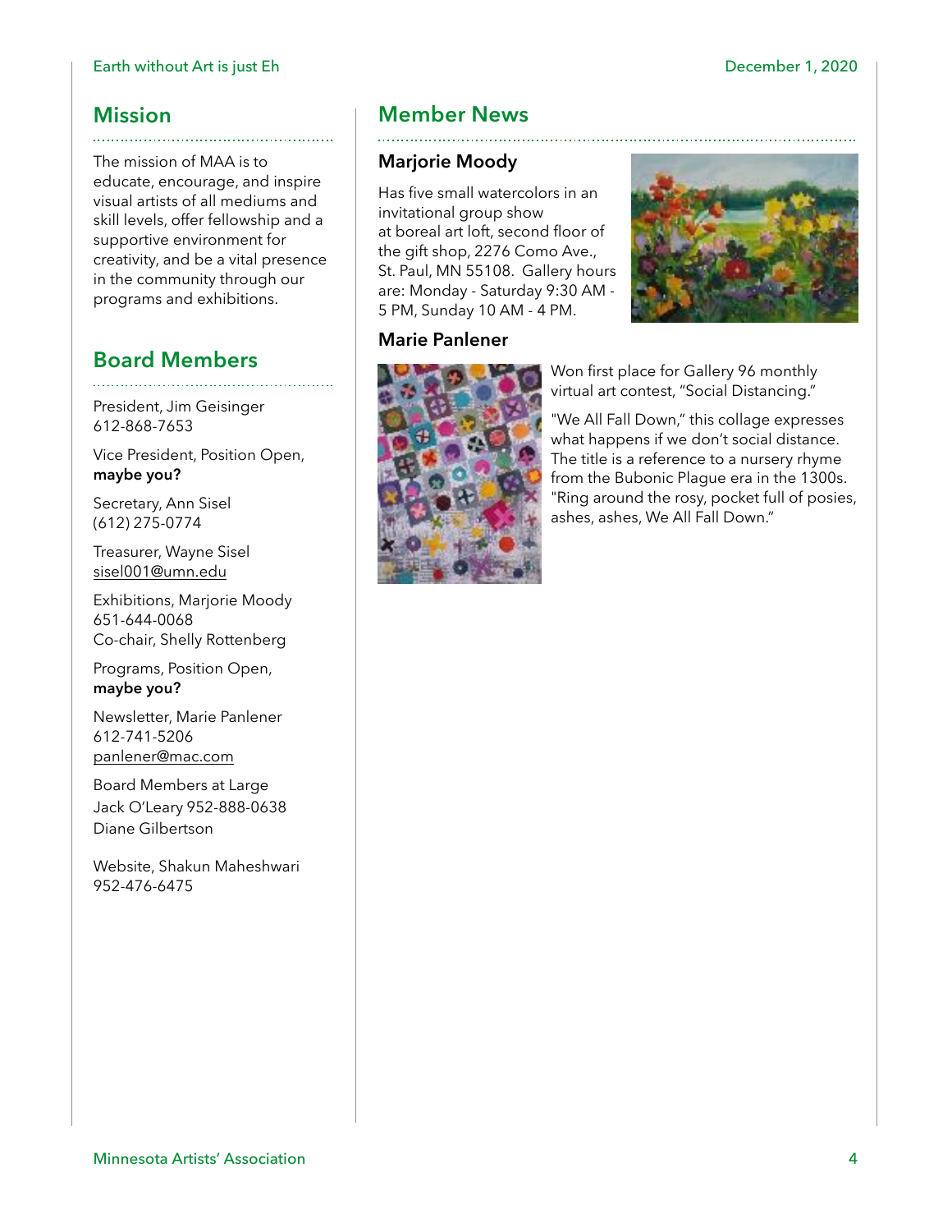## Mission

The mission of MAA is to educate, encourage, and inspire visual artists of all mediums and skill levels, offer fellowship and a supportive environment for creativity, and be a vital presence in the community through our programs and exhibitions.

## Board Members

President, Jim Geisinger
612-868-7653

Vice President, Position Open, **maybe you?**

Secretary, Ann Sisel
(612) 275-0774

Treasurer, Wayne Sisel
sisel001@umn.edu

Exhibitions, Marjorie Moody
651-644-0068
Co-chair, Shelly Rottenberg

Programs, Position Open, **maybe you?**

Newsletter, Marie Panlener
612-741-5206
panlener@mac.com

Board Members at Large
Jack O'Leary 952-888-0638
Diane Gilbertson

Website, Shakun Maheshwari
952-476-6475

## Member News

### Marjorie Moody

Has five small watercolors in an invitational group show at boreal art loft, second floor of the gift shop, 2276 Como Ave., St. Paul, MN 55108. Gallery hours are: Monday - Saturday 9:30 AM - 5 PM, Sunday 10 AM - 4 PM.

### Marie Panlener

Won first place for Gallery 96 monthly virtual art contest, "Social Distancing."

"We All Fall Down," this collage expresses what happens if we don't social distance. The title is a reference to a nursery rhyme from the Bubonic Plague era in the 1300s. "Ring around the rosy, pocket full of posies, ashes, ashes, We All Fall Down."